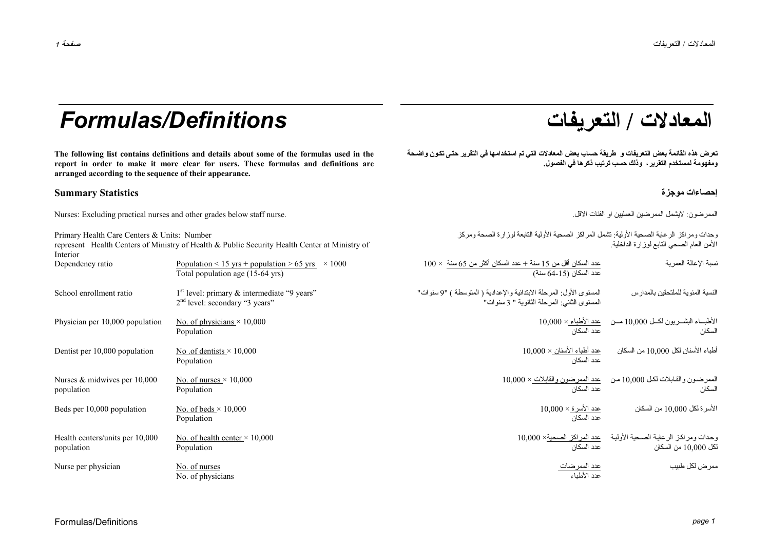# Formulas/Definitions

# المعادلات / التعريفات

**The following list contains definitions and details about some of the formulas used in the report in order to make it more clear for users. These formulas and definitions are arranged according to the sequence of their appearance.**

**تعرض هذه القائمة بعض التعريفات و طريقة حساب بعض المعادلات التي تم استخدامها في التقرير حتى تكون واضحة ومفهومة لمستخدم التقرير، وذلك حسب ترتيب ذكرها في الفصول.**

## Summary Statistics

## إحصاءات موجزة

Nurses: Excluding practical nurses and other grades below staff nurse.

الممرضون: لايشمل الممرضين العمليين او الفئات الاقل.

Primary Health Care Centers & Units: Number represent Health Centers of Ministry of Health & Public Security Health Center at Ministry of Interior

وحدات ومراكز الرعاية الصحية الأولية: تشمل المراكز الصحية الأولية التابعة لوزارة الصحة ومركز الأمن العام الصحي التابع لوزارة الداخلية.

| Indicator | Formula | المعادلة | المؤشر |
|---|---|---|---|
| Dependency ratio | $\frac{\text{Population} < 15 \text{ yrs} + \text{population} > 65 \text{ yrs}}{\text{Total population age (15-64 yrs)}} \times 1000$ | عدد السكان أقل من 15 سنة + عدد السكان أكثر من 65 سنة ÷ عدد السكان (15-64 سنة) × 100 | نسبة الإعالة العمرية |
| School enrollment ratio | 1st level: primary & intermediate "9 years"<br>2nd level: secondary "3 years" | المستوى الأول: المرحلة الابتدائية والإعدادية ( المتوسطة ) "9 سنوات"<br>المستوى الثاني: المرحلة الثانوية " 3 سنوات" | النسبة المئوية للملتحقين بالمدارس |
| Physician per 10,000 population | $\frac{\text{No. of physicians}}{\text{Population}} \times 10{,}000$ | عدد الأطباء ÷ عدد السكان × 10,000 | الأطباء البشريون لكل 10,000 من السكان |
| Dentist per 10,000 population | $\frac{\text{No. of dentists}}{\text{Population}} \times 10{,}000$ | عدد أطباء الأسنان ÷ عدد السكان × 10,000 | أطباء الأسنان لكل 10,000 من السكان |
| Nurses & midwives per 10,000 population | $\frac{\text{No. of nurses}}{\text{Population}} \times 10{,}000$ | عدد الممرضون والقابلات ÷ عدد السكان × 10,000 | الممرضون والقابلات لكل 10,000 من السكان |
| Beds per 10,000 population | $\frac{\text{No. of beds}}{\text{Population}} \times 10{,}000$ | عدد الأسرة ÷ عدد السكان × 10,000 | الأسرة لكل 10,000 من السكان |
| Health centers/units per 10,000 population | $\frac{\text{No. of health center}}{\text{Population}} \times 10{,}000$ | عدد المراكز الصحية ÷ عدد السكان × 10,000 | وحدات ومراكز الرعاية الصحية الأولية لكل 10,000 من السكان |
| Nurse per physician | $\frac{\text{No. of nurses}}{\text{No. of physicians}}$ | عدد الممرضات ÷ عدد الأطباء | ممرض لكل طبيب |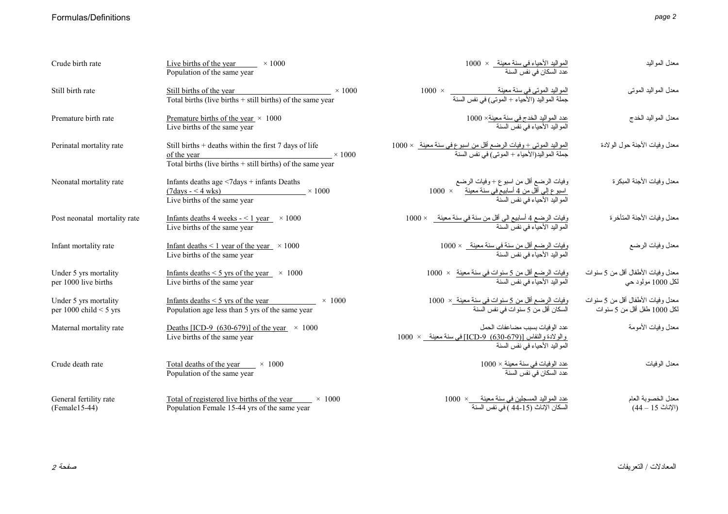## Formulas/Definitions

| Term | Formula | الصيغة | المصطلح |
|---|---|---|---|
| Crude birth rate | $\frac{\text{Live births of the year}}{\text{Population of the same year}} \times 1000$ | المواليد الأحياء في سنة معينة / عدد السكان في نفس السنة × 1000 | معدل المواليد |
| Still birth rate | $\frac{\text{Still births of the year}}{\text{Total births (live births + still births) of the same year}} \times 1000$ | المواليد الموتى في سنة معينة / جملة المواليد (الأحياء + الموتى) في نفس السنة × 1000 | معدل المواليد الموتى |
| Premature birth rate | $\frac{\text{Premature births of the year}}{\text{Live births of the same year}} \times 1000$ | عدد المواليد الخدج في سنة معينة / المواليد الأحياء في نفس السنة × 1000 | معدل المواليد الخدج |
| Perinatal mortality rate | $\frac{\text{Still births + deaths within the first 7 days of life of the year}}{\text{Total births (live births + still births) of the same year}} \times 1000$ | المواليد الموتى + وفيات الرضع أقل من اسبوع في سنة معينة / جملة المواليد(الأحياء + الموتى) في نفس السنة × 1000 | معدل وفيات الأجنة حول الولادة |
| Neonatal mortality rate | $\frac{\text{Infants deaths age <7days + infants Deaths (7days - < 4 wks)}}{\text{Live births of the same year}} \times 1000$ | وفيات الرضع أقل من اسبوع + وفيات الرضع اسبوع إلي أقل من 4 أسابيع في سنة معينة / المواليد الأحياء في نفس السنة × 1000 | معدل وفيات الأجنة المبكرة |
| Post neonatal mortality rate | $\frac{\text{Infants deaths 4 weeks - < 1 year}}{\text{Live births of the same year}} \times 1000$ | وفيات الرضع 4 أسابيع الي أقل من سنة في سنة معينة / المواليد الأحياء في نفس السنة × 1000 | معدل وفيات الأجنة المتأخرة |
| Infant mortality rate | $\frac{\text{Infant deaths < 1 year of the year}}{\text{Live births of the same year}} \times 1000$ | وفيات الرضع أقل من سنة في سنة معينة / المواليد الأحياء في نفس السنة × 1000 | معدل وفيات الرضع |
| Under 5 yrs mortality per 1000 live births | $\frac{\text{Infants deaths < 5 yrs of the year}}{\text{Live births of the same year}} \times 1000$ | وفيات الرضع أقل من 5 سنوات في سنة معينة / المواليد الأحياء في نفس السنة × 1000 | معدل وفيات الأطفال أقل من 5 سنوات لكل 1000 مولود حي |
| Under 5 yrs mortality per 1000 child < 5 yrs | $\frac{\text{Infants deaths < 5 yrs of the year}}{\text{Population age less than 5 yrs of the same year}} \times 1000$ | وفيات الرضع أقل من 5 سنوات في سنة معينة / السكان أقل من 5 سنوات في نفس السنة × 1000 | معدل وفيات الأطفال أقل من 5 سنوات لكل 1000 طفل أقل من 5 سنوات |
| Maternal mortality rate | $\frac{\text{Deaths [ICD-9 (630-679)] of the year}}{\text{Live births of the same year}} \times 1000$ | عدد الوفيات بسبب مضاعفات الحمل والولادة والنفاس [ICD-9 (630-679)] في سنة معينة / المواليد الأحياء في نفس السنة × 1000 | معدل وفيات الأمومة |
| Crude death rate | $\frac{\text{Total deaths of the year}}{\text{Population of the same year}} \times 1000$ | عدد الوفيات في سنة معينة / عدد السكان في نفس السنة × 1000 | معدل الوفيات |
| General fertility rate (Female15-44) | $\frac{\text{Total of registered live births of the year}}{\text{Population Female 15-44 yrs of the same year}} \times 1000$ | عدد المواليد المسجلين في سنة معينة / السكان الإناث (15-44 ) في نفس السنة × 1000 | معدل الخصوبة العام (الإناث 15 – 44) |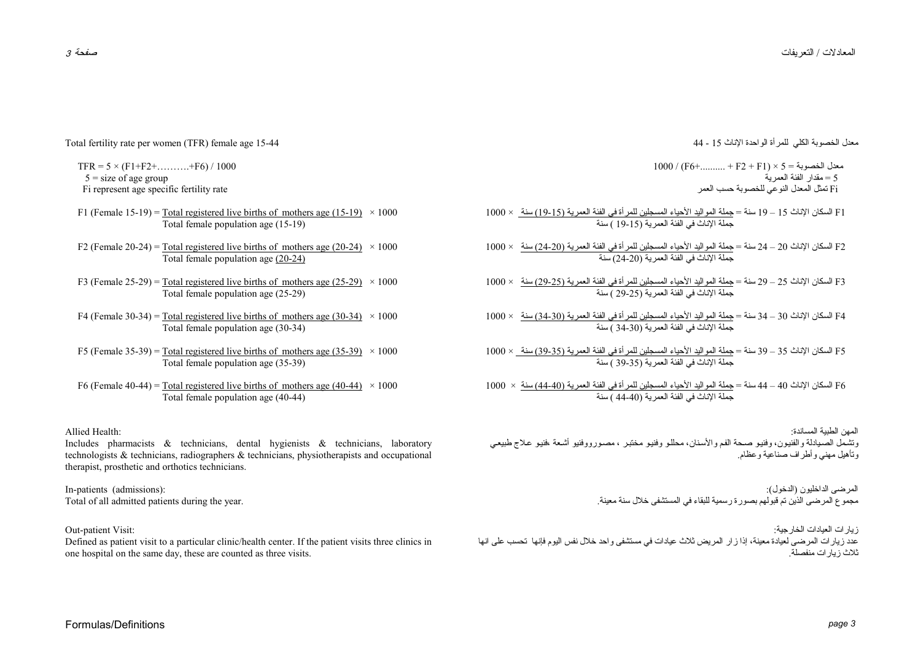## Total fertility rate per women (TFR) female age 15-44

## معدل الخصوبة الكلي للمرأة الواحدة الإناث 15 - 44

$$TFR = 5 \times (F1+F2+\ldots\ldots+F6) / 1000$$

5 = size of age group

Fi represent age specific fertility rate

معدل الخصوبة = 5 × (F1 + F2 + ......... +F6) / 1000

5 = مقدار الفئة العمرية

Fi تمثل المعدل النوعي للخصوبة حسب العمر

$$F1 \text{ (Female 15-19)} = \frac{\text{Total registered live births of mothers age (15-19)}}{\text{Total female population age (15-19)}} \times 1000$$

$$F2 \text{ (Female 20-24)} = \frac{\text{Total registered live births of mothers age (20-24)}}{\text{Total female population age (20-24)}} \times 1000$$

$$F3 \text{ (Female 25-29)} = \frac{\text{Total registered live births of mothers age (25-29)}}{\text{Total female population age (25-29)}} \times 1000$$

$$F4 \text{ (Female 30-34)} = \frac{\text{Total registered live births of mothers age (30-34)}}{\text{Total female population age (30-34)}} \times 1000$$

$$F5 \text{ (Female 35-39)} = \frac{\text{Total registered live births of mothers age (35-39)}}{\text{Total female population age (35-39)}} \times 1000$$

$$F6 \text{ (Female 40-44)} = \frac{\text{Total registered live births of mothers age (40-44)}}{\text{Total female population age (40-44)}} \times 1000$$

F1 السكان الإناث 15 – 19 سنة = جملة المواليد الأحياء المسجلين للمرأة في الفئة العمرية (15-19) سنة / جملة الإناث في الفئة العمرية (15-19 ) سنة × 1000

F2 السكان الإناث 20 – 24 سنة = جملة المواليد الأحياء المسجلين للمرأة في الفئة العمرية (20-24) سنة / جملة الإناث في الفئة العمرية (20-24) سنة × 1000

F3 السكان الإناث 25 – 29 سنة = جملة المواليد الأحياء المسجلين للمرأة في الفئة العمرية (25-29) سنة / جملة الإناث في الفئة العمرية (25-29 ) سنة × 1000

F4 السكان الإناث 30 – 34 سنة = جملة المواليد الأحياء المسجلين للمرأة في الفئة العمرية (30-34) سنة / جملة الإناث في الفئة العمرية (30-34 ) سنة × 1000

F5 السكان الإناث 35 – 39 سنة = جملة المواليد الأحياء المسجلين للمرأة في الفئة العمرية (35-39) سنة / جملة الإناث في الفئة العمرية (35-39 ) سنة × 1000

F6 السكان الإناث 40 – 44 سنة = جملة المواليد الأحياء المسجلين للمرأة في الفئة العمرية (40-44) سنة / جملة الإناث في الفئة العمرية (40-44 ) سنة × 1000

**Allied Health:**

Includes pharmacists & technicians, dental hygienists & technicians, laboratory technologists & technicians, radiographers & technicians, physiotherapists and occupational therapist, prosthetic and orthotics technicians.

**المهن الطبية المساندة:**

وتشمل الصيادلة والفنيون، وفنيو صحة الفم والأسنان، محللو وفنيو مختبر ، مصوروفنيو أشعة ،فنيو علاج طبيعي وتأهيل مهني وأطراف صناعية وعظام.

**In-patients (admissions):**

Total of all admitted patients during the year.

**المرضى الداخليون (الدخول):**

مجموع المرضى الذين تم قبولهم بصورة رسمية للبقاء في المستشفى خلال سنة معينة.

**Out-patient Visit:**

Defined as patient visit to a particular clinic/health center. If the patient visits three clinics in one hospital on the same day, these are counted as three visits.

**زيارات العيادات الخارجية:**

عدد زيارات المرضى لعيادة معينة، إذا زار المريض ثلاث عيادات في مستشفى واحد خلال نفس اليوم فإنها تحسب على انها ثلاث زيارات منفصلة.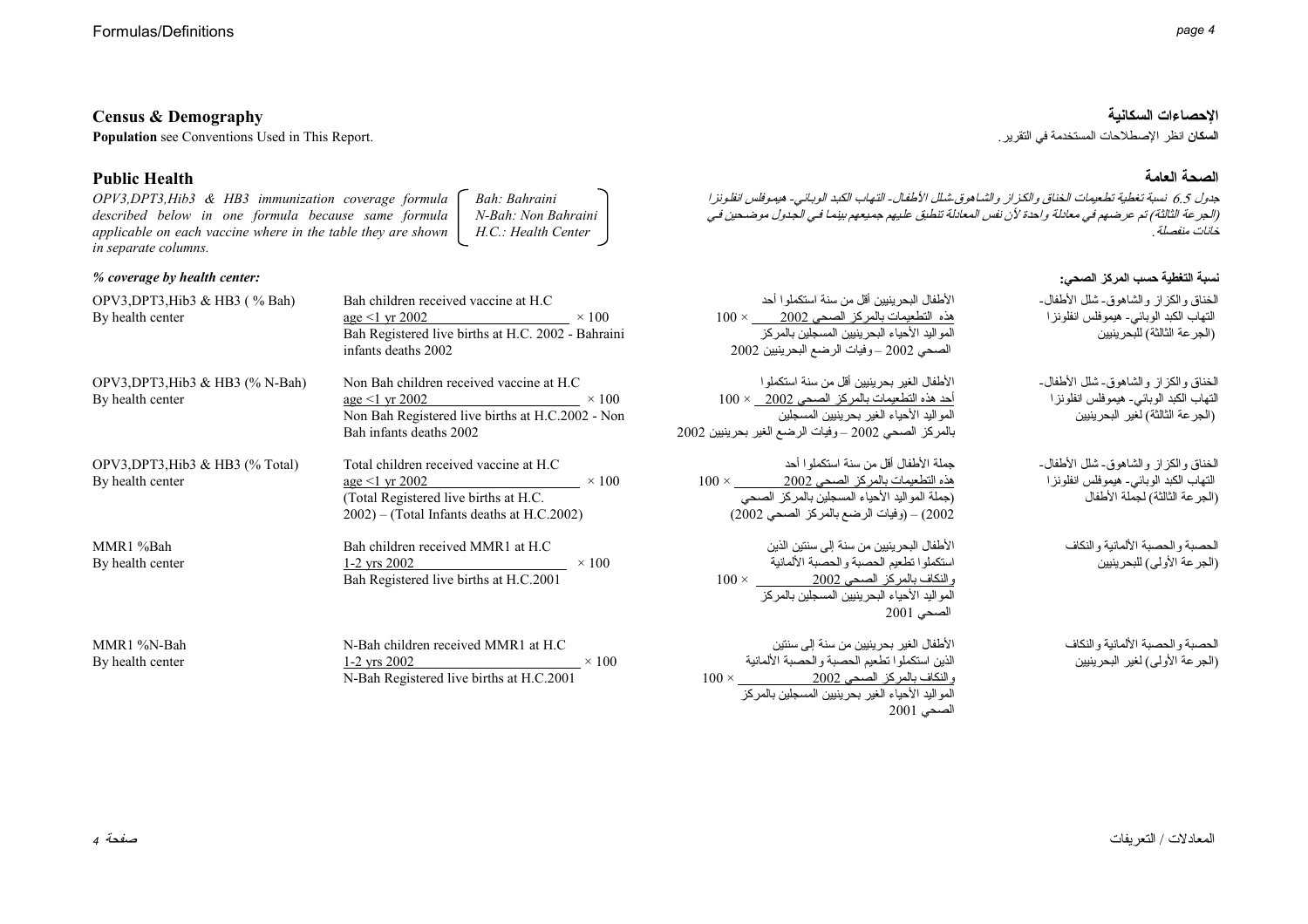## Census & Demography

**Population** see Conventions Used in This Report.

## الإحصاءات السكانية

**السكان** انظر الإصطلاحات المستخدمة في التقرير.

## Public Health

*OPV3,DPT3,Hib3 & HB3 immunization coverage formula described below in one formula because same formula applicable on each vaccine where in the table they are shown in separate columns.*

*Bah: Bahraini*
*N-Bah: Non Bahraini*
*H.C.: Health Center*

## الصحة العامة

*جدول 6.5 نسبة تغطية تطعيمات الخناق والكزاز والشاهوق-شلل الأطفال- التهاب الكبد الوبائي- هيموفلس انفلونزا (الجرعة الثالثة) تم عرضهم في معادلة واحدة لأن نفس المعادلة تنطبق عليهم جميعهم بينما في الجدول موضحين في خانات منفصلة.*

### *% coverage by health center:*

### نسبة التغطية حسب المركز الصحي:

| Indicator | Formula | المعادلة | المؤشر |
|---|---|---|---|
| OPV3,DPT3,Hib3 & HB3 ( % Bah) By health center | $\frac{\text{Bah children received vaccine at H.C age <1 yr 2002}}{\text{Bah Registered live births at H.C. 2002 - Bahraini infants deaths 2002}} \times 100$ | الأطفال البحرينيين أقل من سنة استكملوا أحد هذه التطعيمات بالمركز الصحي 2002 ÷ (المواليد الأحياء البحرينيين المسجلين بالمركز الصحي 2002 – وفيات الرضع البحرينيين 2002) × 100 | الخناق والكزاز والشاهوق- شلل الأطفال- التهاب الكبد الوبائي- هيموفلس انفلونزا (الجرعة الثالثة) للبحرينيين |
| OPV3,DPT3,Hib3 & HB3 (% N-Bah) By health center | $\frac{\text{Non Bah children received vaccine at H.C age <1 yr 2002}}{\text{Non Bah Registered live births at H.C.2002 - Non Bah infants deaths 2002}} \times 100$ | الأطفال الغير بحرينيين أقل من سنة استكملوا أحد هذه التطعيمات بالمركز الصحي 2002 ÷ (المواليد الأحياء الغير بحرينيين المسجلين بالمركز الصحي 2002 – وفيات الرضع الغير بحرينيين 2002) × 100 | الخناق والكزاز والشاهوق- شلل الأطفال- التهاب الكبد الوبائي- هيموفلس انفلونزا (الجرعة الثالثة) لغير البحرينيين |
| OPV3,DPT3,Hib3 & HB3 (% Total) By health center | $\frac{\text{Total children received vaccine at H.C age <1 yr 2002}}{\text{(Total Registered live births at H.C. 2002) – (Total Infants deaths at H.C.2002)}} \times 100$ | جملة الأطفال أقل من سنة استكملوا أحد هذه التطعيمات بالمركز الصحي 2002 ÷ ((جملة المواليد الأحياء المسجلين بالمركز الصحي 2002) – (وفيات الرضع بالمركز الصحي 2002)) × 100 | الخناق والكزاز والشاهوق- شلل الأطفال- التهاب الكبد الوبائي- هيموفلس انفلونزا (الجرعة الثالثة) لجملة الأطفال |
| MMR1 %Bah By health center | $\frac{\text{Bah children received MMR1 at H.C 1-2 yrs 2002}}{\text{Bah Registered live births at H.C.2001}} \times 100$ | الأطفال البحرينيين من سنة إلى سنتين الذين استكملوا تطعيم الحصبة والحصبة الألمانية والنكاف بالمركز الصحي 2002 ÷ المواليد الأحياء البحرينيين المسجلين بالمركز الصحي 2001 × 100 | الحصبة والحصبة الألمانية والنكاف (الجرعة الأولى) للبحرينيين |
| MMR1 %N-Bah By health center | $\frac{\text{N-Bah children received MMR1 at H.C 1-2 yrs 2002}}{\text{N-Bah Registered live births at H.C.2001}} \times 100$ | الأطفال الغير بحرينيين من سنة إلى سنتين الذين استكملوا تطعيم الحصبة والحصبة الألمانية والنكاف بالمركز الصحي 2002 ÷ المواليد الأحياء الغير بحرينيين المسجلين بالمركز الصحي 2001 × 100 | الحصبة والحصبة الألمانية والنكاف (الجرعة الأولى) لغير البحرينيين |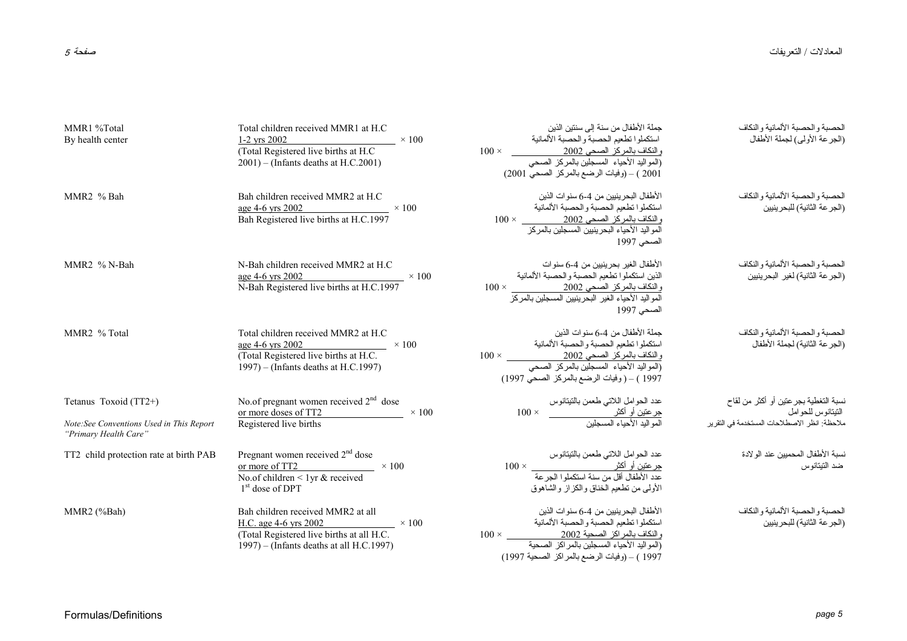| Indicator | Formula | المعادلة | المؤشر |
|---|---|---|---|
| MMR1 %Total By health center | Total children received MMR1 at H.C 1-2 yrs 2002 / (Total Registered live births at H.C 2001) – (Infants deaths at H.C.2001) × 100 | جملة الأطفال من سنة إلى سنتين الذين استكملوا تطعيم الحصبة والحصبة الألمانية والنكاف بالمركز الصحي 2002 / (المواليد الأحياء المسجلين بالمركز الصحي 2001) – (وفيات الرضع بالمركز الصحي 2001) × 100 | الحصبة والحصبة الألمانية والنكاف (الجرعة الأولى) لجملة الأطفال |
| MMR2 % Bah | Bah children received MMR2 at H.C age 4-6 yrs 2002 / Bah Registered live births at H.C.1997 × 100 | الأطفال البحرينيين من 4-6 سنوات الذين استكملوا تطعيم الحصبة والحصبة الألمانية والنكاف بالمركز الصحي 2002 / المواليد الأحياء البحرينيين المسجلين بالمركز الصحي 1997 × 100 | الحصبة والحصبة الألمانية والنكاف (الجرعة الثانية) للبحرينيين |
| MMR2 % N-Bah | N-Bah children received MMR2 at H.C age 4-6 yrs 2002 / N-Bah Registered live births at H.C.1997 × 100 | الأطفال الغير بحرينيين من 4-6 سنوات الذين استكملوا تطعيم الحصبة والحصبة الألمانية والنكاف بالمركز الصحي 2002 / المواليد الأحياء الغير البحرينيين المسجلين بالمركز الصحي 1997 × 100 | الحصبة والحصبة الألمانية والنكاف (الجرعة الثانية) لغير البحرينيين |
| MMR2 % Total | Total children received MMR2 at H.C age 4-6 yrs 2002 / (Total Registered live births at H.C. 1997) – (Infants deaths at H.C.1997) × 100 | جملة الأطفال من 4-6 سنوات الذين استكملوا تطعيم الحصبة والحصبة الألمانية والنكاف بالمركز الصحي 2002 / (المواليد الأحياء المسجلين بالمركز الصحي 1997) – (وفيات الرضع بالمركز الصحي 1997) × 100 | الحصبة والحصبة الألمانية والنكاف (الجرعة الثانية) لجملة الأطفال |
| Tetanus Toxoid (TT2+) *Note:See Conventions Used in This Report "Primary Health Care"* | No.of pregnant women received 2nd dose or more doses of TT2 / Registered live births × 100 | عدد الحوامل اللاتي طعمن بالتيتانوس جرعتين أو أكثر / المواليد الأحياء المسجلين × 100 | نسبة التغطية بجرعتين أو أكثر من لقاح التيتانوس للحوامل ملاحظة: انظر الاصطلاحات المستخدمة في التقرير |
| TT2 child protection rate at birth PAB | Pregnant women received 2nd dose or more of TT2 / No.of children < 1yr & received 1st dose of DPT × 100 | عدد الحوامل اللاتي طعمن بالتيتانوس جرعتين أو أكثر / عدد الأطفال أقل من سنة استكملوا الجرعة الأولى من تطعيم الخناق والكزاز والشاهوق × 100 | نسبة الأطفال المحميين عند الولادة ضد التيتانوس |
| MMR2 (%Bah) | Bah children received MMR2 at all H.C. age 4-6 yrs 2002 / (Total Registered live births at all H.C. 1997) – (Infants deaths at all H.C.1997) × 100 | الأطفال البحرينيين من 4-6 سنوات الذين استكملوا تطعيم الحصبة والحصبة الألمانية والنكاف بالمراكز الصحية 2002 / (المواليد الأحياء المسجلين بالمراكز الصحية 1997) – (وفيات الرضع بالمراكز الصحية 1997) × 100 | الحصبة والحصبة الألمانية والنكاف (الجرعة الثانية) للبحرينيين |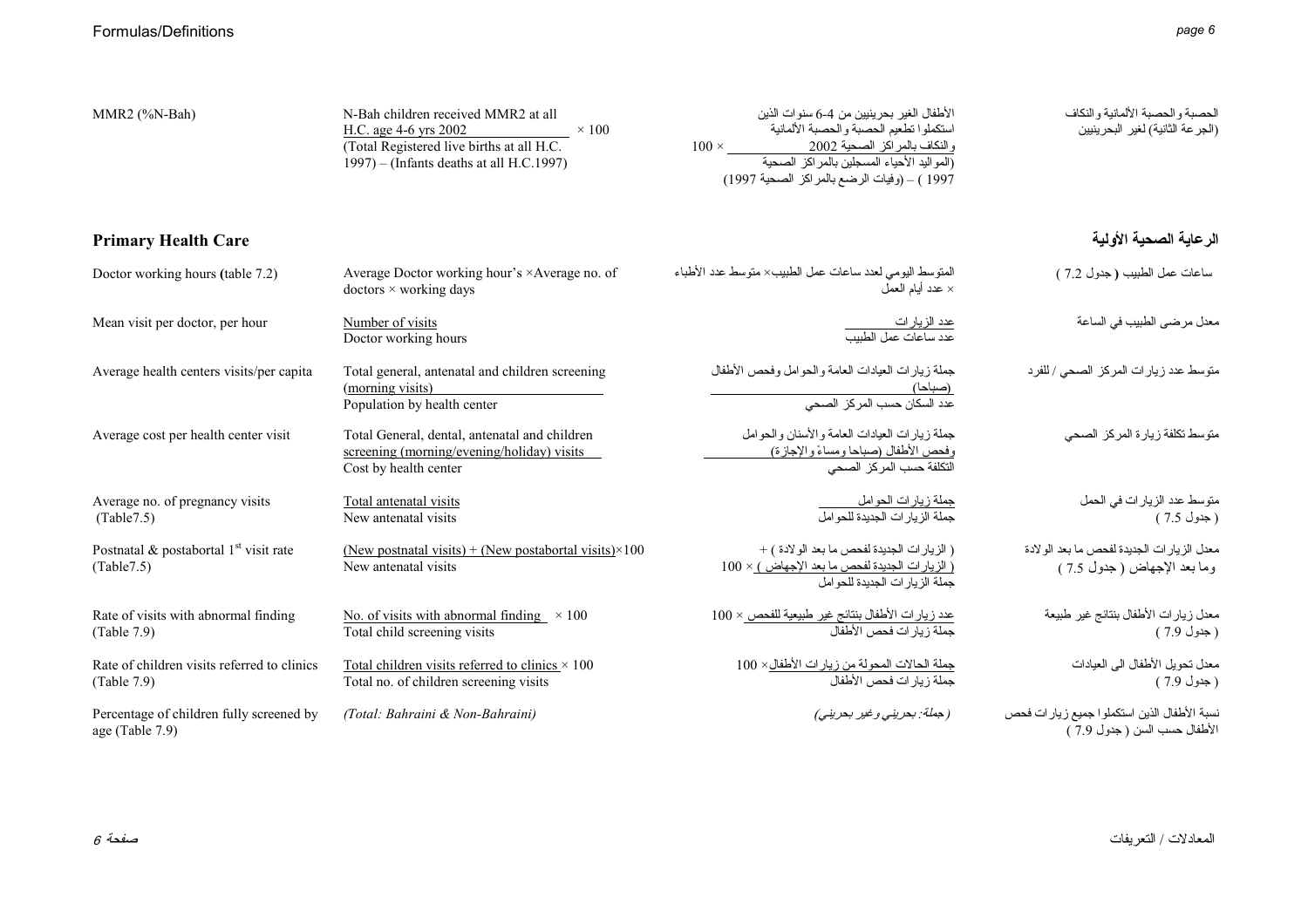| | | | |
|---|---|---|---|
| MMR2 (%N-Bah) | N-Bah children received MMR2 at all H.C. age 4-6 yrs 2002 × 100 / (Total Registered live births at all H.C. 1997) – (Infants deaths at all H.C.1997) | الأطفال الغير بحرينيين من 4-6 سنوات الذين استكملوا تطعيم الحصبة والحصبة الألمانية والنكاف بالمراكز الصحية 2002 × 100 / (المواليد الأحياء المسجلين بالمراكز الصحية 1997 ) – (وفيات الرضع بالمراكز الصحية 1997) | الحصبة والحصبة الألمانية والنكاف (الجرعة الثانية) لغير البحرينيين |

## Primary Health Care | الرعاية الصحية الأولية

| | | | |
|---|---|---|---|
| Doctor working hours (table 7.2) | Average Doctor working hour's × Average no. of doctors × working days | المتوسط اليومي لعدد ساعات عمل الطبيب× متوسط عدد الأطباء × عدد أيام العمل | ساعات عمل الطبيب ( جدول 7.2 ) |
| Mean visit per doctor, per hour | Number of visits / Doctor working hours | عدد الزيارات / عدد ساعات عمل الطبيب | معدل مرضى الطبيب في الساعة |
| Average health centers visits/per capita | Total general, antenatal and children screening (morning visits) / Population by health center | جملة زيارات العيادات العامة والحوامل وفحص الأطفال (صباحا) / عدد السكان حسب المركز الصحي | متوسط عدد زيارات المركز الصحي / للفرد |
| Average cost per health center visit | Total General, dental, antenatal and children screening (morning/evening/holiday) visits / Cost by health center | جملة زيارات العيادات العامة والأسنان والحوامل وفحص الأطفال (صباحا ومساءً والإجازة) / التكلفة حسب المركز الصحي | متوسط تكلفة زيارة المركز الصحي |
| Average no. of pregnancy visits (Table7.5) | Total antenatal visits / New antenatal visits | جملة زيارات الحوامل / جملة الزيارات الجديدة للحوامل | متوسط عدد الزيارات في الحمل ( جدول 7.5 ) |
| Postnatal & postabortal 1[st] visit rate (Table7.5) | (New postnatal visits) + (New postabortal visits)×100 / New antenatal visits | ( الزيارات الجديدة لفحص ما بعد الولادة ) + ( الزيارات الجديدة لفحص ما بعد الإجهاض ) × 100 / جملة الزيارات الجديدة للحوامل | معدل الزيارات الجديدة لفحص ما بعد الولادة وما بعد الإجهاض ( جدول 7.5 ) |
| Rate of visits with abnormal finding (Table 7.9) | No. of visits with abnormal finding × 100 / Total child screening visits | عدد زيارات الأطفال بنتائج غير طبيعية للفحص × 100 / جملة زيارات فحص الأطفال | معدل زيارات الأطفال بنتائج غير طبيعة ( جدول 7.9 ) |
| Rate of children visits referred to clinics (Table 7.9) | Total children visits referred to clinics × 100 / Total no. of children screening visits | جملة الحالات المحولة من زيارات الأطفال× 100 / جملة زيارات فحص الأطفال | معدل تحويل الأطفال الى العيادات ( جدول 7.9 ) |
| Percentage of children fully screened by age (Table 7.9) | *(Total: Bahraini & Non-Bahraini)* | *(جملة: بحريني وغير بحريني)* | نسبة الأطفال الذين استكملوا جميع زيارات فحص الأطفال حسب السن ( جدول 7.9 ) |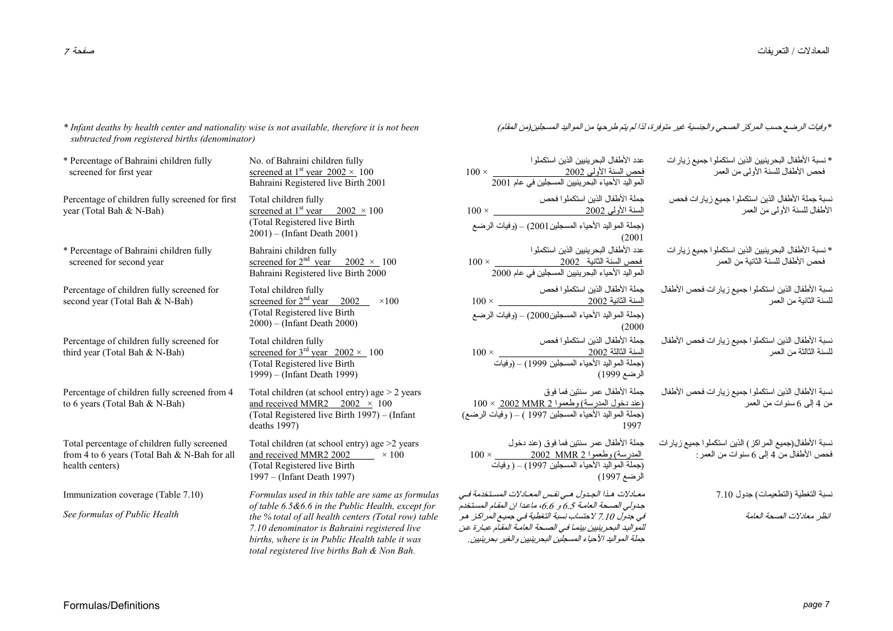*\* Infant deaths by health center and nationality wise is not available, therefore it is not been subtracted from registered births (denominator)*

*\*وفيات الرضع حسب المركز الصحي والجنسية غير متوفرة، لذا لم يتم طرحها من المواليد المسجلين(من المقام)*

| Definition | Formula | المعادلة | التعريف |
|---|---|---|---|
| * Percentage of Bahraini children fully screened for first year | No. of Bahraini children fully screened at 1st year 2002 / Bahraini Registered live Birth 2001 × 100 | عدد الأطفال البحرينيين الذين استكملوا فحص السنة الأولى 2002 / المواليد الأحياء البحرينيين المسجلين في عام 2001 × 100 | * نسبة الأطفال البحرينيين الذين استكملوا جميع زيارات فحص الأطفال للسنة الأولى من العمر |
| Percentage of children fully screened for first year (Total Bah & N-Bah) | Total children fully screened at 1st year 2002 / (Total Registered live Birth 2001) – (Infant Death 2001) × 100 | جملة الأطفال الذين استكملوا فحص السنة الأولى 2002 / (جملة المواليد الأحياء المسجلين 2001) – (وفيات الرضع 2001) × 100 | نسبة جملة الأطفال الذين استكملوا جميع زيارات فحص الأطفال للسنة الأولى من العمر |
| * Percentage of Bahraini children fully screened for second year | Bahraini children fully screened for 2nd year 2002 / Bahraini Registered live Birth 2000 × 100 | عدد الأطفال البحرينيين الذين استكملوا فحص السنة الثانية 2002 / المواليد الأحياء البحرينيين المسجلين في عام 2000 × 100 | * نسبة الأطفال البحرينيين الذين استكملوا جميع زيارات فحص الأطفال للسنة الثانية من العمر |
| Percentage of children fully screened for second year (Total Bah & N-Bah) | Total children fully screened for 2nd year 2002 / (Total Registered live Birth 2000) – (Infant Death 2000) ×100 | جملة الأطفال الذين استكملوا فحص السنة الثانية 2002 / (جملة المواليد الأحياء المسجلين 2000) – (وفيات الرضع 2000) × 100 | نسبة الأطفال الذين استكملوا جميع زيارات فحص الأطفال للسنة الثانية من العمر |
| Percentage of children fully screened for third year (Total Bah & N-Bah) | Total children fully screened for 3rd year 2002 / (Total Registered live Birth 1999) – (Infant Death 1999) × 100 | جملة الأطفال الذين استكملوا فحص السنة الثالثة 2002 / (جملة المواليد الأحياء المسجلين 1999) – (وفيات الرضع 1999) × 100 | نسبة الأطفال الذين استكملوا جميع زيارات فحص الأطفال للسنة الثالثة من العمر |
| Percentage of children fully screened from 4 to 6 years (Total Bah & N-Bah) | Total children (at school entry) age > 2 years and received MMR2 2002 / (Total Registered live Birth 1997) – (Infant deaths 1997) × 100 | جملة الأطفال عمر سنتين فما فوق (عند دخول المدرسة) وطعموا 2 MMR 2002 / (جملة المواليد الأحياء المسجلين 1997) – (وفيات الرضع) 1997 × 100 | نسبة الأطفال الذين استكملوا جميع زيارات فحص الأطفال من 4 إلى 6 سنوات من العمر |
| Total percentage of children fully screened from 4 to 6 years (Total Bah & N-Bah for all health centers) | Total children (at school entry) age >2 years and received MMR2 2002 / (Total Registered live Birth 1997 – (Infant Death 1997) × 100 | جملة الأطفال عمر سنتين فما فوق (عند دخول المدرسة) وطعموا 2 MMR 2002 / (جملة المواليد الأحياء المسجلين 1997) – (وفيات الرضع 1997) × 100 | نسبة الأطفال(جميع المراكز) الذين استكملوا جميع زيارات فحص الأطفال من 4 إلى 6 سنوات من العمر: |
| Immunization coverage (Table 7.10)<br>*See formulas of Public Health* | *Formulas used in this table are same as formulas of table 6.5&6.6 in the Public Health, except for the % total of all health centers (Total row) table 7.10 denominator is Bahraini registered live births, where is in Public Health table it was total registered live births Bah & Non Bah.* | *معادلات هذا الجدول هي نفس المعادلات المستخدمة في جدولي الصحة العامة 6.5 و 6.6، ماعدا ان المقام المستخدم في جدول 7.10 لاحتساب نسبة التغطية في جميع المراكز هو للمواليد البحرينيين بينما في الصحة العامة المقام عبارة عن جملة المواليد الأحياء المسجلين البحرينيين والغير بحرينيين.* | نسبة التغطية (التطعيمات) جدول 7.10<br>*انظر معادلات الصحة العامة* |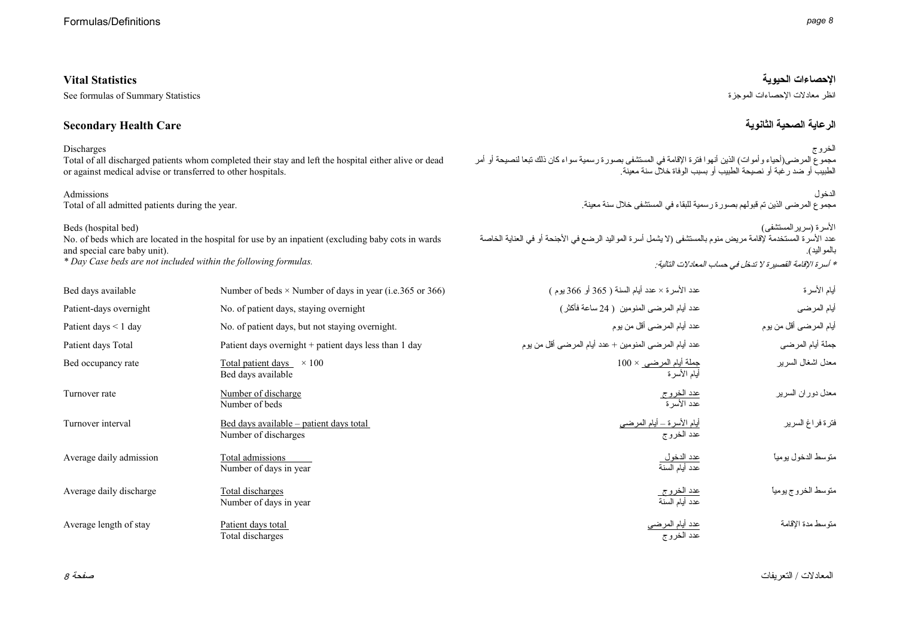## Vital Statistics

## الإحصاءات الحيوية

See formulas of Summary Statistics

انظر معادلات الإحصاءات الموجزة

## Secondary Health Care

## الرعاية الصحية الثانوية

Discharges
Total of all discharged patients whom completed their stay and left the hospital either alive or dead or against medical advise or transferred to other hospitals.

الخروج
مجموع المرضى(أحياء وأموات) الذين أنهوا فترة الإقامة في المستشفى بصورة رسمية سواء كان ذلك تبعا لنصيحة أو أمر الطبيب أو ضد رغبة أو نصيحة الطبيب أو بسبب الوفاة خلال سنة معينة.

Admissions
Total of all admitted patients during the year.

الدخول
مجموع المرضى الذين تم قبولهم بصورة رسمية للبقاء في المستشفى خلال سنة معينة.

Beds (hospital bed)
No. of beds which are located in the hospital for use by an inpatient (excluding baby cots in wards and special care baby unit).
*\* Day Case beds are not included within the following formulas.*

الأسرة (سرير المستشفى)
عدد الأسرة المستخدمة لإقامة مريض منوم بالمستشفى (لا يشمل أسرة المواليد الرضع في الأجنحة أو في العناية الخاصة بالمواليد).
*\* أسرة الإقامة القصيرة لا تدخل في حساب المعادلات التالية:*

| | | | |
|---|---|---|---|
| Bed days available | Number of beds × Number of days in year (i.e.365 or 366) | عدد الأسرة × عدد أيام السنة ( 365 أو 366 يوم ) | أيام الأسرة |
| Patient-days overnight | No. of patient days, staying overnight | عدد أيام المرضى المنومين ( 24 ساعة فأكثر) | أيام المرضى |
| Patient days < 1 day | No. of patient days, but not staying overnight. | عدد أيام المرضى أقل من يوم | أيام المرضى أقل من يوم |
| Patient days Total | Patient days overnight + patient days less than 1 day | عدد أيام المرضى المنومين + عدد أيام المرضى أقل من يوم | جملة أيام المرضى |
| Bed occupancy rate | $\frac{\text{Total patient days}}{\text{Bed days available}} \times 100$ | $\frac{\text{جملة أيام المرضى}}{\text{أيام الأسرة}} \times 100$ | معدل اشغال السرير |
| Turnover rate | $\frac{\text{Number of discharge}}{\text{Number of beds}}$ | $\frac{\text{عدد الخروج}}{\text{عدد الأسرة}}$ | معدل دوران السرير |
| Turnover interval | $\frac{\text{Bed days available} - \text{patient days total}}{\text{Number of discharges}}$ | $\frac{\text{أيام الأسرة} - \text{أيام المرضى}}{\text{عدد الخروج}}$ | فترة فراغ السرير |
| Average daily admission | $\frac{\text{Total admissions}}{\text{Number of days in year}}$ | $\frac{\text{عدد الدخول}}{\text{عدد أيام السنة}}$ | متوسط الدخول يومياً |
| Average daily discharge | $\frac{\text{Total discharges}}{\text{Number of days in year}}$ | $\frac{\text{عدد الخروج}}{\text{عدد أيام السنة}}$ | متوسط الخروج يومياً |
| Average length of stay | $\frac{\text{Patient days total}}{\text{Total discharges}}$ | $\frac{\text{عدد أيام المرضى}}{\text{عدد الخروج}}$ | متوسط مدة الإقامة |